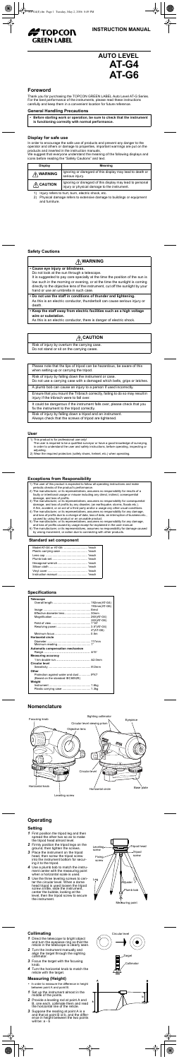# TOPCON GREEN LABEL

# INSTRUCTION MANUAL

# AUTO LEVEL AT-G4 AT-G6

## Foreword

Thank you for purchasing the TOPCON GREEN LABEL Auto Level AT-G Series. For the best performance of the instruments, please read these instructions carefully and keep them in a convenient location for future reference.

### General Handling Precautions

- Before starting work or operation, be sure to check that the instrument is functioning correctly with normal performance.

### Display for safe use

In order to encourage the safe use of products and prevent any danger to the operator and others or damage to properties, important warnings are put on the products and inserted in the instruction manuals.

We suggest that everyone understand the meaning of the following displays and icons before reading the "Safety Cautions" and text.

| Display | Meaning |
|---|---|
| ⚠WARNING | Ignoring or disregard of this display may lead to death or serious injury. |
| ⚠CAUTION | Ignoring or disregard of this display may lead to personal injury or physical damage to the instrument. |

1) Injury refers to hurt, burn, electric shock, etc.
2) Physical damage refers to extensive damage to buildings or equipment and furniture.

## Safety Cautions

### ⚠WARNING

- **Cause eye injury or blindness.**
  Do not look at the sun through a telescope.
  It is suggested to pay care specially at the time the position of the sun in the sun in the morning or evening, or at the time the sunlight is coming directly to the objective lens of the instrument, cut off the sunlight by your hand or use an umbrella in such case.
- **Do not use the staff in conditions of thunder and lightening.**
  As this is an electric conductor, thunderbolt can cause serious injury or death.
- **Keep the staff away from electric facilities such as a high voltage wire or substation.**
  As this is an electric conductor, there is danger of electric shock.

### ⚠CAUTION

Risk of injury by overturn the carrying case.
Do not stand or sit on the carrying cases.

Please note that the tips of tripod can be hazardous, be aware of this when setting up or carrying the tripod.

Risk of injury by falling down the instrument or case.
Do not use a carrying case with a damaged which belts, grips or latches.

A plumb bob can cause an injury to a person if used incorrectly.

Ensure that you mount the Tribrach correctly, failing to do so may result in injury if the tribrach were to fall over.

It could be dangerous if the instrument falls over, please check that you fix the instrument to the tripod correctly.

Risk of injury by falling down a tripod and an instrument.
Always check that the screws of tripod are tightened.

## User

1) This product is for professional use only!
   The user is required to be a qualified surveyor or have a good knowledge of surveying, in order to understand the user and safety instructions, before operating, inspecting or adjusting.
2) Wear the required protectors (safety shoes, helmet, etc.) when operating.

## Exceptions from Responsibility

1) The user of this product is expected to follow all operating instructions and make periodic checks of the product's performance.
2) The manufacturer, or its representatives, assumes no responsibility for results of a faulty or intentional usage or misuse including any direct, indirect, consequential damage, and loss of profits.
3) The manufacturer, or its representatives, assumes no responsibility for consequential damage, and loss of profits by any disaster, (an earthquake, storms, floods etc.). A fire, accident, or an act of a third party and/or a usage any other usual conditions.
4) The manufacturer, or its representatives, assumes no responsibility for any damage, and loss of profits due to a change of data, loss of data, an interruption of business etc., caused by using the product or an unusable product.
5) The manufacturer, or its representatives, assumes no responsibility for any damage, and loss of profits caused by usage except for explained in the user manual.
6) The manufacturer, or its representatives, assumes no responsibility for damage caused by wrong movement, or action due to connecting with other products.

## Standard set component

| | |
|---|---|
| Model AT-G4 or AT-G6 | 1each |
| Plastic carrying case | 1each |
| Lens cap | 1each |
| Plumb bob set | 1each |
| Hexagonal wrench | 1each |
| Silicon cloth | 1each |
| Vinyl cover | 1each |
| Instruction manual | 1each |

## Specifications

| | |
|---|---|
| **Telescope** | |
| Overall length | 192mm(AT-G4) |
| | 190mm(AT-G6) |
| Image | Erect |
| Effective diameter lens | 36mm |
| Magnification | 26X(AT-G4) |
| | 24X(AT-G6) |
| Field of view | 1°30' |
| Resolving power | 3.5"(AT-G4) |
| | 4"(AT-G6) |
| Minimum focus | 0.5m |
| **Horizontal circle** | |
| Diameter | 107mm |
| Minimum reading | 1° |
| **Automatic compensation mechanism** | |
| Range | ±15' |
| **Measuring accuracy** | |
| 1 km double run | ±2.0mm |
| **Circular level** | |
| Sensitivity | 8'/2mm |
| **Other** | |
| Protection against water and dust | IPX7 |
| (Based on the standard IEC60529) | |
| **Weight** | |
| Instrument | 1.6kg |
| Plastic carrying case | 1.3kg |

## Nomenclature

Focusing knob, Sighting collimator, Circular level viewing prism, Eyepiece, Objective lens, Circular level, Horizontal knob, Horizontal circle, Base plate, Leveling screw

## Operating

### Setting

1. First position the tripod leg and then spread the other two so as to make the tripod head almost level.
2. Firmly position the tripod legs on the ground, then tighten the screws.
3. Place the instrument on the tripod head, then screw the tripod screw into the instrument bottom for securing it to the tripod.
4. Use a plumb bob to match the instrument center with the measuring point when a horizontal scale is used.
5. Use the three leveling screws to center the circular level. When a dome head tripod is used loosen the tripod screw a little, slide the instrument center the bubble, looking at the level, then the tripod screw to secure the instrument.

Leveling screw, Tripod head, Tripod screw, Fixing screw, Leg, Adjuster, Plumb bob, Measuring point

### Collimating

1. Direct the telescope to bright object and turn the eyepiece ring so that the reticle in the telescope is clearly seen.
2. Turn the instrument manually and align the target through the sighting collimator.
3. Focus the target with the focusing knob.
4. Turn the horizontal knob to match the reticle with the target.

Circular level, Target, Collimator

### Measuring (Height)

- In order to measure the difference in height between point A and point B.

1. Set up the instrument almost in the middle of the points.
2. Provide a leveling rod at point A and B, one each, collimate them and read the horizontal line of the reticle.
3. Suppose the reading at point A is a and that at point B is b, and the difference in height between the two points will be: a - b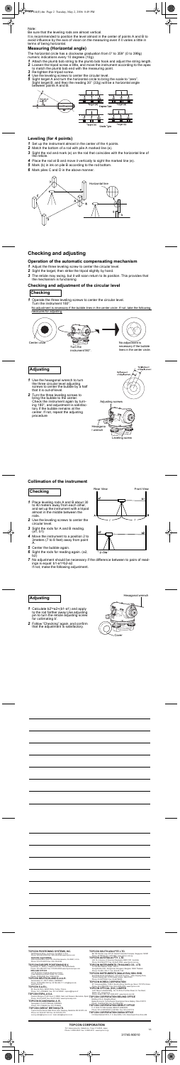Note:

Be sure that the leveling rods are almost vertical.

It is recommended to position the level almost in the center of points A and B to avoid influence by the axis of vision on the measuring even if it varies a little in terms of being horizontal.

### Measuring (Horizontal angle)

The horizontal circle has a clockwise graduation from 0° to 359° (0 to 399g) numeric indications every 10 degrees (10g).

1. Attach the plumb bob string to the plumb bob hook and adjust the string length.
2. Loosen the tripod screw a little and move the instrument according to the apex to match the plumb bob end with the measuring point.
3. Re-tighten the tripod screw.
4. Use the leveling screws to center the circular level.
5. Sight target A and turn the horizontal circle to bring the scale to "zero". Sight target B, and then the reading 30° (33g) will be a horizontal angle between points A and B.

Degree Type

Grade Type

### Leveling (for 4 points)

1. Set up the instrument almost in the center of the 4 points.
2. Match the bottom of a rod with pile A marked line (a).
3. Sight the rod and mark (e) on the rod that coincides with the horizontal line of the reticle.
4. Place the rod at B and move it vertically to sight the marked line (e).
5. Mark (b) a ink on pile B according to the rod bottom.
6. Mark piles C and D in the above manner.

Horizontal line

## Checking and adjusting

### Operation of the automatic compensating mechanism

1. Adjust the three leveling screws to center the circular level.
2. Sight the target, then strike the tripod slightly by hand.
3. The reticle may swing, but it will soon return to its position. This provides that the mechanism is functioning.

### Checking and adjustment of the circular level

#### Checking

1. Operate the three leveling screws to center the circular level. Turn the instrument 180°.

No adjustment is necessary if the bubble lines in the center circle. If not, take the following measures for adjusting.

Center circle

Turn the instrument 180°.

No adjustment is necessary if the bubble lines in the center circle.

#### Adjusting

1. Use the hexagonal wrench to turn the three circular level adjusting screws to correct the bubble by a half that it is out-of-level.
2. Turn the three leveling screws to bring the bubble to the center. Check the instrument again by turning 180°, and adjustment is satisfactory if the bubble remains at the center. If not, repeat the adjusting procedure.

Adjusting screws

Hexagonal wrench

Leveling screw

### Collimation of the instrument

#### Checking

1. Place leveling rods A and B about 30 to 40 meters away from each other, and set up the instrument with a tripod almost in the middle between the rods.
2. Use the leveling screws to center the circular level.
3. Sight the rods for A and B reading. (a1, b1)
4. Move the instrument to a position 2 to 3meters (7 to 8 feet) away from point A.
5. Center the bubble again.
6. Sight the rods for reading again. (a2, b2)
7. No adjustment should be necessary if the difference between to pairs of readings is equal: $b1-a1=b2-a2$. If not, make the following adjustment.

Rear View

Front View

#### Adjusting

1. Calculate $b2'=a2+(b1-a1)$ and apply to the rod farther away. Use adjusting pin to turn the reticle adjusting screw for collimating b'.
2. Follow "Checking" again, and confirm that the adjustment is satisfactory.

Hexagonal wrench

Cover

**TOPCON CORPORATION**

31785 90010